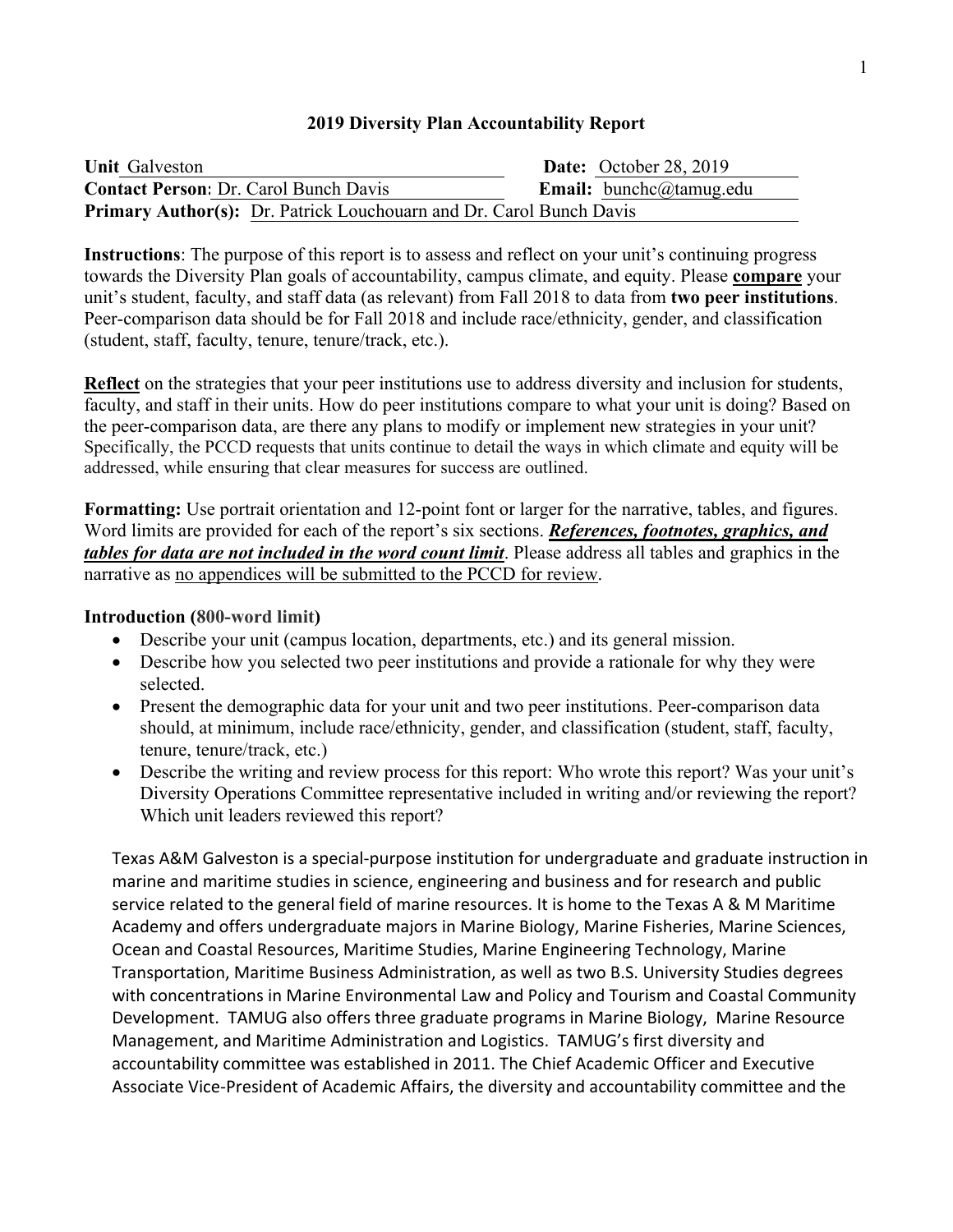# 2019 Diversity Plan Accountability Report

| | |
|---|---|
| **Unit** Galveston | **Date:** October 28, 2019 |
| **Contact Person**: Dr. Carol Bunch Davis | **Email:** bunchc@tamug.edu |
| **Primary Author(s):** Dr. Patrick Louchouarn and Dr. Carol Bunch Davis | |

**Instructions**: The purpose of this report is to assess and reflect on your unit's continuing progress towards the Diversity Plan goals of accountability, campus climate, and equity. Please **compare** your unit's student, faculty, and staff data (as relevant) from Fall 2018 to data from **two peer institutions**. Peer-comparison data should be for Fall 2018 and include race/ethnicity, gender, and classification (student, staff, faculty, tenure, tenure/track, etc.).

**Reflect** on the strategies that your peer institutions use to address diversity and inclusion for students, faculty, and staff in their units. How do peer institutions compare to what your unit is doing? Based on the peer-comparison data, are there any plans to modify or implement new strategies in your unit? Specifically, the PCCD requests that units continue to detail the ways in which climate and equity will be addressed, while ensuring that clear measures for success are outlined.

**Formatting:** Use portrait orientation and 12-point font or larger for the narrative, tables, and figures. Word limits are provided for each of the report's six sections. ***References, footnotes, graphics, and tables for data are not included in the word count limit***. Please address all tables and graphics in the narrative as no appendices will be submitted to the PCCD for review.

**Introduction (800-word limit)**

- Describe your unit (campus location, departments, etc.) and its general mission.
- Describe how you selected two peer institutions and provide a rationale for why they were selected.
- Present the demographic data for your unit and two peer institutions. Peer-comparison data should, at minimum, include race/ethnicity, gender, and classification (student, staff, faculty, tenure, tenure/track, etc.)
- Describe the writing and review process for this report: Who wrote this report? Was your unit's Diversity Operations Committee representative included in writing and/or reviewing the report? Which unit leaders reviewed this report?

Texas A&M Galveston is a special-purpose institution for undergraduate and graduate instruction in marine and maritime studies in science, engineering and business and for research and public service related to the general field of marine resources. It is home to the Texas A & M Maritime Academy and offers undergraduate majors in Marine Biology, Marine Fisheries, Marine Sciences, Ocean and Coastal Resources, Maritime Studies, Marine Engineering Technology, Marine Transportation, Maritime Business Administration, as well as two B.S. University Studies degrees with concentrations in Marine Environmental Law and Policy and Tourism and Coastal Community Development. TAMUG also offers three graduate programs in Marine Biology, Marine Resource Management, and Maritime Administration and Logistics. TAMUG's first diversity and accountability committee was established in 2011. The Chief Academic Officer and Executive Associate Vice-President of Academic Affairs, the diversity and accountability committee and the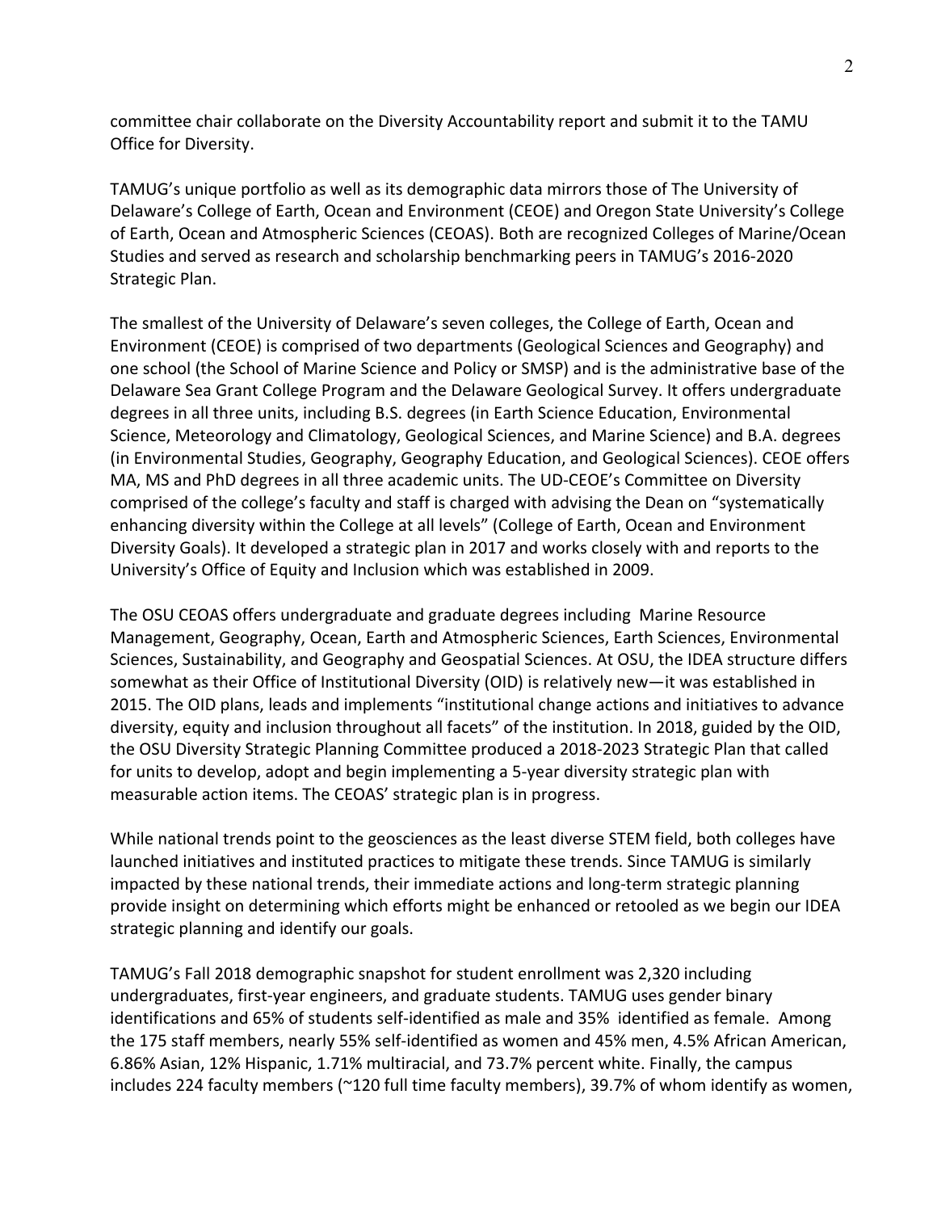committee chair collaborate on the Diversity Accountability report and submit it to the TAMU Office for Diversity.

TAMUG's unique portfolio as well as its demographic data mirrors those of The University of Delaware's College of Earth, Ocean and Environment (CEOE) and Oregon State University's College of Earth, Ocean and Atmospheric Sciences (CEOAS). Both are recognized Colleges of Marine/Ocean Studies and served as research and scholarship benchmarking peers in TAMUG's 2016-2020 Strategic Plan.

The smallest of the University of Delaware's seven colleges, the College of Earth, Ocean and Environment (CEOE) is comprised of two departments (Geological Sciences and Geography) and one school (the School of Marine Science and Policy or SMSP) and is the administrative base of the Delaware Sea Grant College Program and the Delaware Geological Survey. It offers undergraduate degrees in all three units, including B.S. degrees (in Earth Science Education, Environmental Science, Meteorology and Climatology, Geological Sciences, and Marine Science) and B.A. degrees (in Environmental Studies, Geography, Geography Education, and Geological Sciences). CEOE offers MA, MS and PhD degrees in all three academic units. The UD-CEOE's Committee on Diversity comprised of the college's faculty and staff is charged with advising the Dean on "systematically enhancing diversity within the College at all levels" (College of Earth, Ocean and Environment Diversity Goals). It developed a strategic plan in 2017 and works closely with and reports to the University's Office of Equity and Inclusion which was established in 2009.

The OSU CEOAS offers undergraduate and graduate degrees including Marine Resource Management, Geography, Ocean, Earth and Atmospheric Sciences, Earth Sciences, Environmental Sciences, Sustainability, and Geography and Geospatial Sciences. At OSU, the IDEA structure differs somewhat as their Office of Institutional Diversity (OID) is relatively new—it was established in 2015. The OID plans, leads and implements "institutional change actions and initiatives to advance diversity, equity and inclusion throughout all facets" of the institution. In 2018, guided by the OID, the OSU Diversity Strategic Planning Committee produced a 2018-2023 Strategic Plan that called for units to develop, adopt and begin implementing a 5-year diversity strategic plan with measurable action items. The CEOAS' strategic plan is in progress.

While national trends point to the geosciences as the least diverse STEM field, both colleges have launched initiatives and instituted practices to mitigate these trends. Since TAMUG is similarly impacted by these national trends, their immediate actions and long-term strategic planning provide insight on determining which efforts might be enhanced or retooled as we begin our IDEA strategic planning and identify our goals.

TAMUG's Fall 2018 demographic snapshot for student enrollment was 2,320 including undergraduates, first-year engineers, and graduate students. TAMUG uses gender binary identifications and 65% of students self-identified as male and 35% identified as female. Among the 175 staff members, nearly 55% self-identified as women and 45% men, 4.5% African American, 6.86% Asian, 12% Hispanic, 1.71% multiracial, and 73.7% percent white. Finally, the campus includes 224 faculty members (~120 full time faculty members), 39.7% of whom identify as women,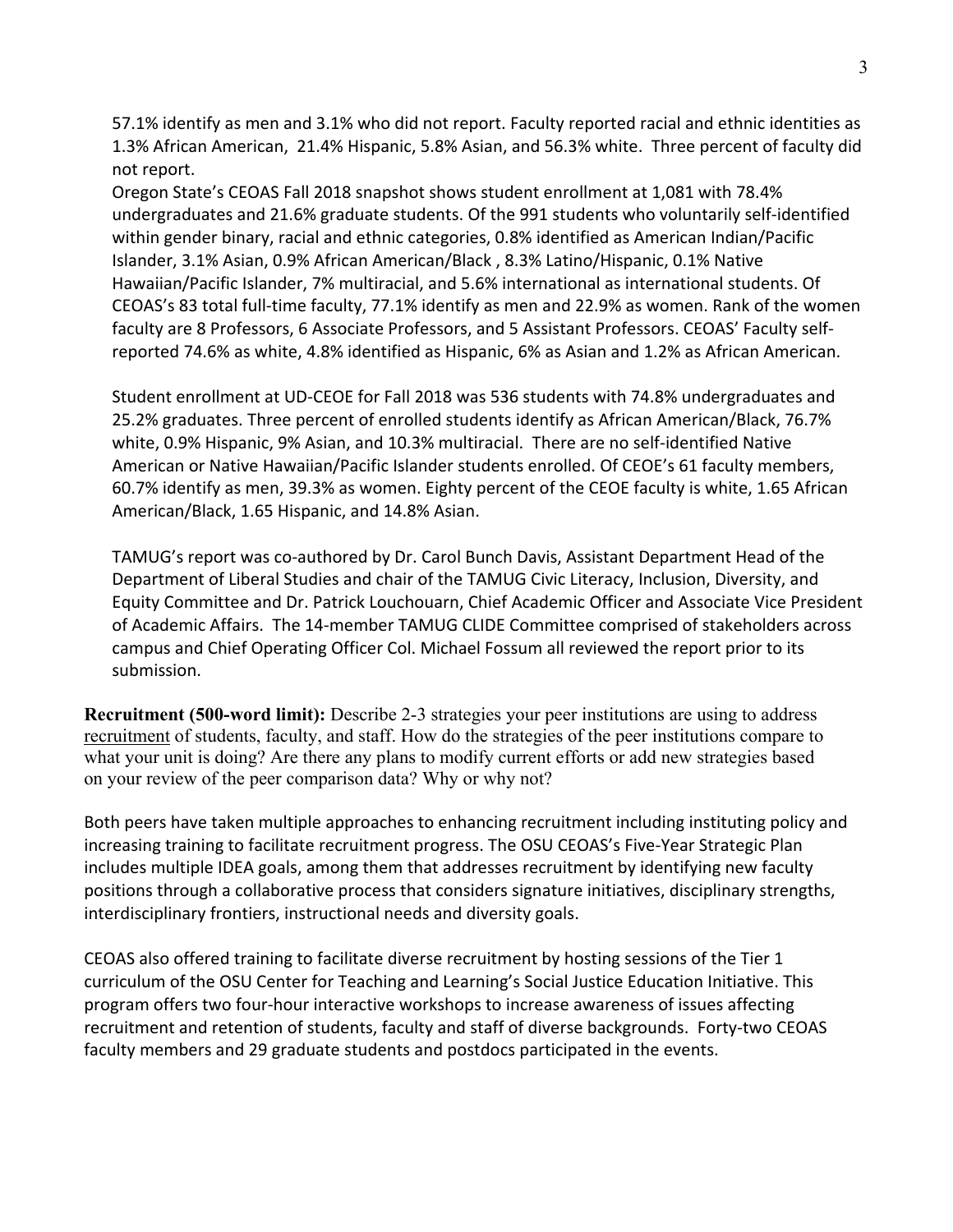57.1% identify as men and 3.1% who did not report. Faculty reported racial and ethnic identities as 1.3% African American, 21.4% Hispanic, 5.8% Asian, and 56.3% white. Three percent of faculty did not report.

Oregon State's CEOAS Fall 2018 snapshot shows student enrollment at 1,081 with 78.4% undergraduates and 21.6% graduate students. Of the 991 students who voluntarily self-identified within gender binary, racial and ethnic categories, 0.8% identified as American Indian/Pacific Islander, 3.1% Asian, 0.9% African American/Black , 8.3% Latino/Hispanic, 0.1% Native Hawaiian/Pacific Islander, 7% multiracial, and 5.6% international as international students. Of CEOAS's 83 total full-time faculty, 77.1% identify as men and 22.9% as women. Rank of the women faculty are 8 Professors, 6 Associate Professors, and 5 Assistant Professors. CEOAS' Faculty self-reported 74.6% as white, 4.8% identified as Hispanic, 6% as Asian and 1.2% as African American.

Student enrollment at UD-CEOE for Fall 2018 was 536 students with 74.8% undergraduates and 25.2% graduates. Three percent of enrolled students identify as African American/Black, 76.7% white, 0.9% Hispanic, 9% Asian, and 10.3% multiracial. There are no self-identified Native American or Native Hawaiian/Pacific Islander students enrolled. Of CEOE's 61 faculty members, 60.7% identify as men, 39.3% as women. Eighty percent of the CEOE faculty is white, 1.65 African American/Black, 1.65 Hispanic, and 14.8% Asian.

TAMUG's report was co-authored by Dr. Carol Bunch Davis, Assistant Department Head of the Department of Liberal Studies and chair of the TAMUG Civic Literacy, Inclusion, Diversity, and Equity Committee and Dr. Patrick Louchouarn, Chief Academic Officer and Associate Vice President of Academic Affairs. The 14-member TAMUG CLIDE Committee comprised of stakeholders across campus and Chief Operating Officer Col. Michael Fossum all reviewed the report prior to its submission.

**Recruitment (500-word limit):** Describe 2-3 strategies your peer institutions are using to address recruitment of students, faculty, and staff. How do the strategies of the peer institutions compare to what your unit is doing? Are there any plans to modify current efforts or add new strategies based on your review of the peer comparison data? Why or why not?

Both peers have taken multiple approaches to enhancing recruitment including instituting policy and increasing training to facilitate recruitment progress. The OSU CEOAS's Five-Year Strategic Plan includes multiple IDEA goals, among them that addresses recruitment by identifying new faculty positions through a collaborative process that considers signature initiatives, disciplinary strengths, interdisciplinary frontiers, instructional needs and diversity goals.

CEOAS also offered training to facilitate diverse recruitment by hosting sessions of the Tier 1 curriculum of the OSU Center for Teaching and Learning's Social Justice Education Initiative. This program offers two four-hour interactive workshops to increase awareness of issues affecting recruitment and retention of students, faculty and staff of diverse backgrounds. Forty-two CEOAS faculty members and 29 graduate students and postdocs participated in the events.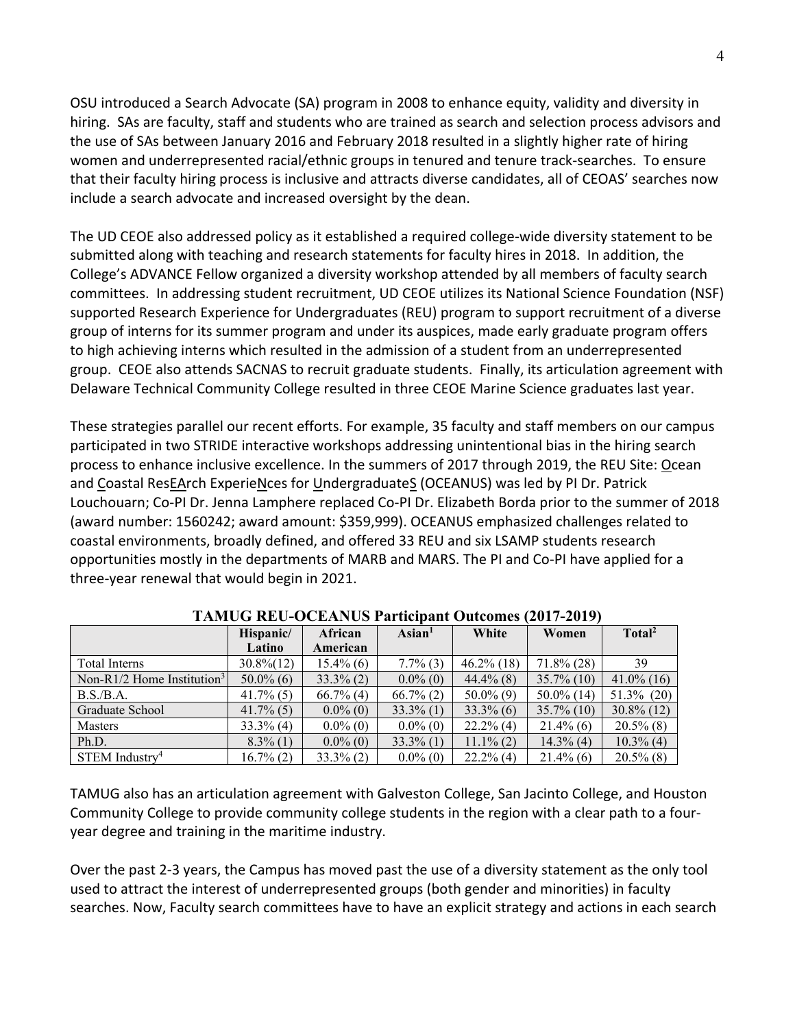OSU introduced a Search Advocate (SA) program in 2008 to enhance equity, validity and diversity in hiring. SAs are faculty, staff and students who are trained as search and selection process advisors and the use of SAs between January 2016 and February 2018 resulted in a slightly higher rate of hiring women and underrepresented racial/ethnic groups in tenured and tenure track-searches. To ensure that their faculty hiring process is inclusive and attracts diverse candidates, all of CEOAS' searches now include a search advocate and increased oversight by the dean.

The UD CEOE also addressed policy as it established a required college-wide diversity statement to be submitted along with teaching and research statements for faculty hires in 2018. In addition, the College's ADVANCE Fellow organized a diversity workshop attended by all members of faculty search committees. In addressing student recruitment, UD CEOE utilizes its National Science Foundation (NSF) supported Research Experience for Undergraduates (REU) program to support recruitment of a diverse group of interns for its summer program and under its auspices, made early graduate program offers to high achieving interns which resulted in the admission of a student from an underrepresented group. CEOE also attends SACNAS to recruit graduate students. Finally, its articulation agreement with Delaware Technical Community College resulted in three CEOE Marine Science graduates last year.

These strategies parallel our recent efforts. For example, 35 faculty and staff members on our campus participated in two STRIDE interactive workshops addressing unintentional bias in the hiring search process to enhance inclusive excellence. In the summers of 2017 through 2019, the REU Site: Ocean and Coastal ResEArch ExperieNces for UndergraduateS (OCEANUS) was led by PI Dr. Patrick Louchouarn; Co-PI Dr. Jenna Lamphere replaced Co-PI Dr. Elizabeth Borda prior to the summer of 2018 (award number: 1560242; award amount: $359,999). OCEANUS emphasized challenges related to coastal environments, broadly defined, and offered 33 REU and six LSAMP students research opportunities mostly in the departments of MARB and MARS. The PI and Co-PI have applied for a three-year renewal that would begin in 2021.

**TAMUG REU-OCEANUS Participant Outcomes (2017-2019)**

| | Hispanic/ Latino | African American | Asian[1] | White | Women | Total[2] |
|---|---|---|---|---|---|---|
| Total Interns | 30.8%(12) | 15.4% (6) | 7.7% (3) | 46.2% (18) | 71.8% (28) | 39 |
| Non-R1/2 Home Institution[3] | 50.0% (6) | 33.3% (2) | 0.0% (0) | 44.4% (8) | 35.7% (10) | 41.0% (16) |
| B.S./B.A. | 41.7% (5) | 66.7% (4) | 66.7% (2) | 50.0% (9) | 50.0% (14) | 51.3% (20) |
| Graduate School | 41.7% (5) | 0.0% (0) | 33.3% (1) | 33.3% (6) | 35.7% (10) | 30.8% (12) |
| Masters | 33.3% (4) | 0.0% (0) | 0.0% (0) | 22.2% (4) | 21.4% (6) | 20.5% (8) |
| Ph.D. | 8.3% (1) | 0.0% (0) | 33.3% (1) | 11.1% (2) | 14.3% (4) | 10.3% (4) |
| STEM Industry[4] | 16.7% (2) | 33.3% (2) | 0.0% (0) | 22.2% (4) | 21.4% (6) | 20.5% (8) |

TAMUG also has an articulation agreement with Galveston College, San Jacinto College, and Houston Community College to provide community college students in the region with a clear path to a four-year degree and training in the maritime industry.

Over the past 2-3 years, the Campus has moved past the use of a diversity statement as the only tool used to attract the interest of underrepresented groups (both gender and minorities) in faculty searches. Now, Faculty search committees have to have an explicit strategy and actions in each search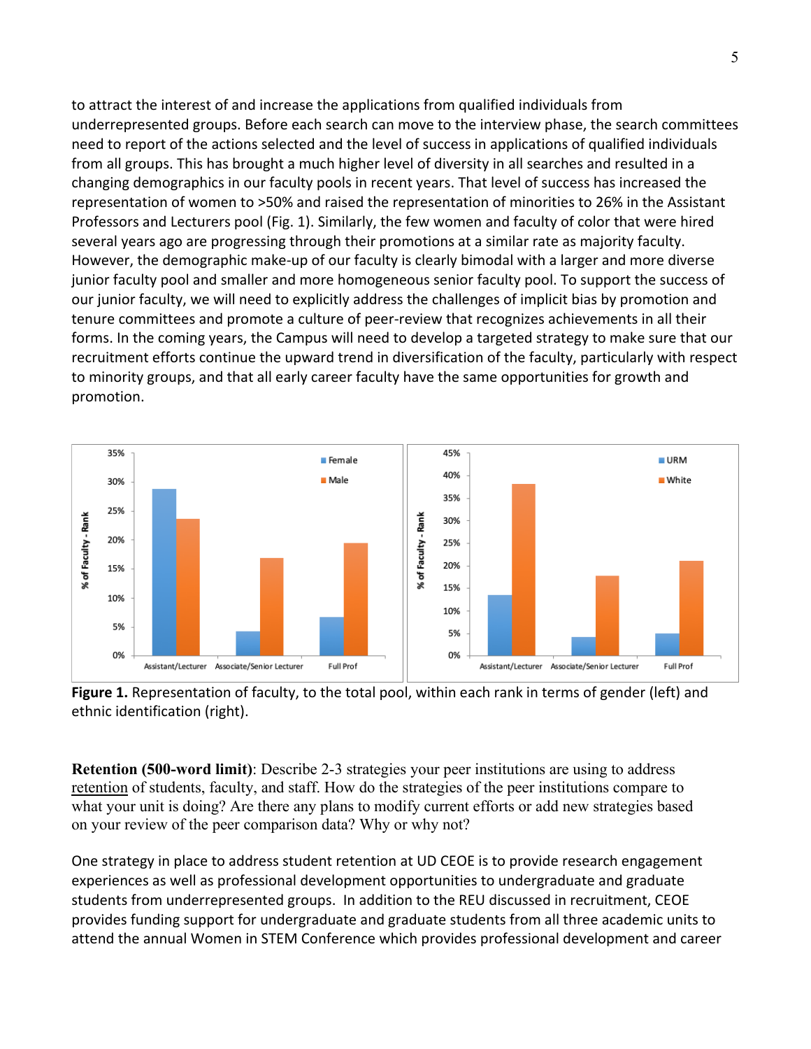to attract the interest of and increase the applications from qualified individuals from underrepresented groups. Before each search can move to the interview phase, the search committees need to report of the actions selected and the level of success in applications of qualified individuals from all groups. This has brought a much higher level of diversity in all searches and resulted in a changing demographics in our faculty pools in recent years. That level of success has increased the representation of women to >50% and raised the representation of minorities to 26% in the Assistant Professors and Lecturers pool (Fig. 1). Similarly, the few women and faculty of color that were hired several years ago are progressing through their promotions at a similar rate as majority faculty. However, the demographic make-up of our faculty is clearly bimodal with a larger and more diverse junior faculty pool and smaller and more homogeneous senior faculty pool. To support the success of our junior faculty, we will need to explicitly address the challenges of implicit bias by promotion and tenure committees and promote a culture of peer-review that recognizes achievements in all their forms. In the coming years, the Campus will need to develop a targeted strategy to make sure that our recruitment efforts continue the upward trend in diversification of the faculty, particularly with respect to minority groups, and that all early career faculty have the same opportunities for growth and promotion.

**Figure 1.** Representation of faculty, to the total pool, within each rank in terms of gender (left) and ethnic identification (right).

**Retention (500-word limit)**: Describe 2-3 strategies your peer institutions are using to address retention of students, faculty, and staff. How do the strategies of the peer institutions compare to what your unit is doing? Are there any plans to modify current efforts or add new strategies based on your review of the peer comparison data? Why or why not?

One strategy in place to address student retention at UD CEOE is to provide research engagement experiences as well as professional development opportunities to undergraduate and graduate students from underrepresented groups. In addition to the REU discussed in recruitment, CEOE provides funding support for undergraduate and graduate students from all three academic units to attend the annual Women in STEM Conference which provides professional development and career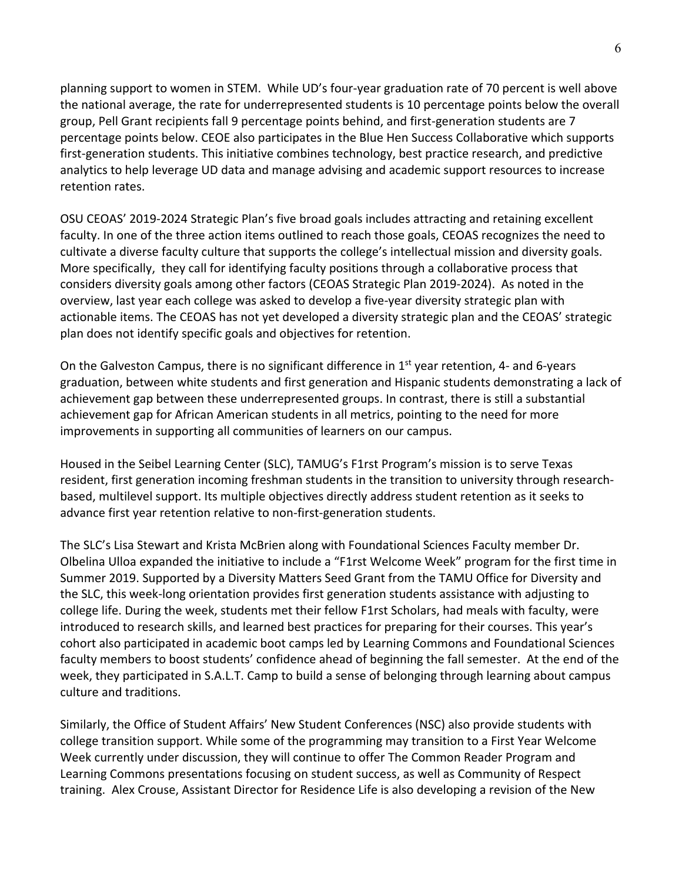planning support to women in STEM. While UD's four-year graduation rate of 70 percent is well above the national average, the rate for underrepresented students is 10 percentage points below the overall group, Pell Grant recipients fall 9 percentage points behind, and first-generation students are 7 percentage points below. CEOE also participates in the Blue Hen Success Collaborative which supports first-generation students. This initiative combines technology, best practice research, and predictive analytics to help leverage UD data and manage advising and academic support resources to increase retention rates.

OSU CEOAS' 2019-2024 Strategic Plan's five broad goals includes attracting and retaining excellent faculty. In one of the three action items outlined to reach those goals, CEOAS recognizes the need to cultivate a diverse faculty culture that supports the college's intellectual mission and diversity goals. More specifically, they call for identifying faculty positions through a collaborative process that considers diversity goals among other factors (CEOAS Strategic Plan 2019-2024). As noted in the overview, last year each college was asked to develop a five-year diversity strategic plan with actionable items. The CEOAS has not yet developed a diversity strategic plan and the CEOAS' strategic plan does not identify specific goals and objectives for retention.

On the Galveston Campus, there is no significant difference in 1st year retention, 4- and 6-years graduation, between white students and first generation and Hispanic students demonstrating a lack of achievement gap between these underrepresented groups. In contrast, there is still a substantial achievement gap for African American students in all metrics, pointing to the need for more improvements in supporting all communities of learners on our campus.

Housed in the Seibel Learning Center (SLC), TAMUG's F1rst Program's mission is to serve Texas resident, first generation incoming freshman students in the transition to university through research-based, multilevel support. Its multiple objectives directly address student retention as it seeks to advance first year retention relative to non-first-generation students.

The SLC's Lisa Stewart and Krista McBrien along with Foundational Sciences Faculty member Dr. Olbelina Ulloa expanded the initiative to include a "F1rst Welcome Week" program for the first time in Summer 2019. Supported by a Diversity Matters Seed Grant from the TAMU Office for Diversity and the SLC, this week-long orientation provides first generation students assistance with adjusting to college life. During the week, students met their fellow F1rst Scholars, had meals with faculty, were introduced to research skills, and learned best practices for preparing for their courses. This year's cohort also participated in academic boot camps led by Learning Commons and Foundational Sciences faculty members to boost students' confidence ahead of beginning the fall semester. At the end of the week, they participated in S.A.L.T. Camp to build a sense of belonging through learning about campus culture and traditions.

Similarly, the Office of Student Affairs' New Student Conferences (NSC) also provide students with college transition support. While some of the programming may transition to a First Year Welcome Week currently under discussion, they will continue to offer The Common Reader Program and Learning Commons presentations focusing on student success, as well as Community of Respect training. Alex Crouse, Assistant Director for Residence Life is also developing a revision of the New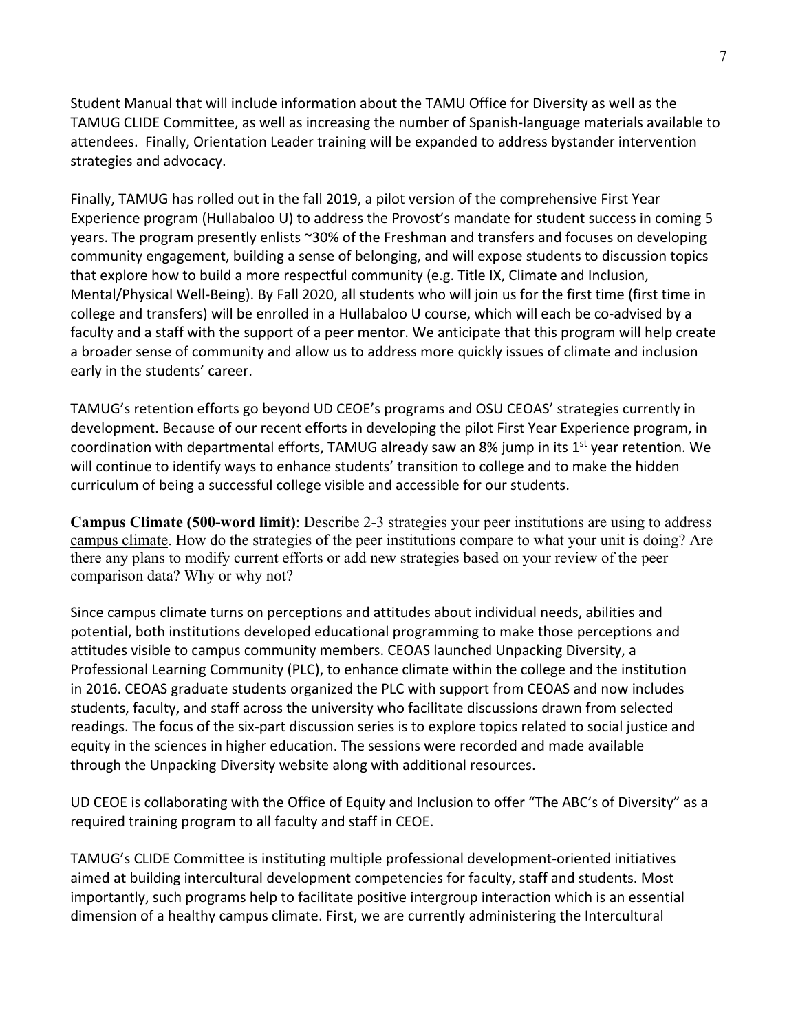Student Manual that will include information about the TAMU Office for Diversity as well as the TAMUG CLIDE Committee, as well as increasing the number of Spanish-language materials available to attendees. Finally, Orientation Leader training will be expanded to address bystander intervention strategies and advocacy.

Finally, TAMUG has rolled out in the fall 2019, a pilot version of the comprehensive First Year Experience program (Hullabaloo U) to address the Provost's mandate for student success in coming 5 years. The program presently enlists ~30% of the Freshman and transfers and focuses on developing community engagement, building a sense of belonging, and will expose students to discussion topics that explore how to build a more respectful community (e.g. Title IX, Climate and Inclusion, Mental/Physical Well-Being). By Fall 2020, all students who will join us for the first time (first time in college and transfers) will be enrolled in a Hullabaloo U course, which will each be co-advised by a faculty and a staff with the support of a peer mentor. We anticipate that this program will help create a broader sense of community and allow us to address more quickly issues of climate and inclusion early in the students' career.

TAMUG's retention efforts go beyond UD CEOE's programs and OSU CEOAS' strategies currently in development. Because of our recent efforts in developing the pilot First Year Experience program, in coordination with departmental efforts, TAMUG already saw an 8% jump in its 1st year retention. We will continue to identify ways to enhance students' transition to college and to make the hidden curriculum of being a successful college visible and accessible for our students.

**Campus Climate (500-word limit)**: Describe 2-3 strategies your peer institutions are using to address campus climate. How do the strategies of the peer institutions compare to what your unit is doing? Are there any plans to modify current efforts or add new strategies based on your review of the peer comparison data? Why or why not?

Since campus climate turns on perceptions and attitudes about individual needs, abilities and potential, both institutions developed educational programming to make those perceptions and attitudes visible to campus community members. CEOAS launched Unpacking Diversity, a Professional Learning Community (PLC), to enhance climate within the college and the institution in 2016. CEOAS graduate students organized the PLC with support from CEOAS and now includes students, faculty, and staff across the university who facilitate discussions drawn from selected readings. The focus of the six-part discussion series is to explore topics related to social justice and equity in the sciences in higher education. The sessions were recorded and made available through the Unpacking Diversity website along with additional resources.

UD CEOE is collaborating with the Office of Equity and Inclusion to offer "The ABC's of Diversity" as a required training program to all faculty and staff in CEOE.

TAMUG's CLIDE Committee is instituting multiple professional development-oriented initiatives aimed at building intercultural development competencies for faculty, staff and students. Most importantly, such programs help to facilitate positive intergroup interaction which is an essential dimension of a healthy campus climate. First, we are currently administering the Intercultural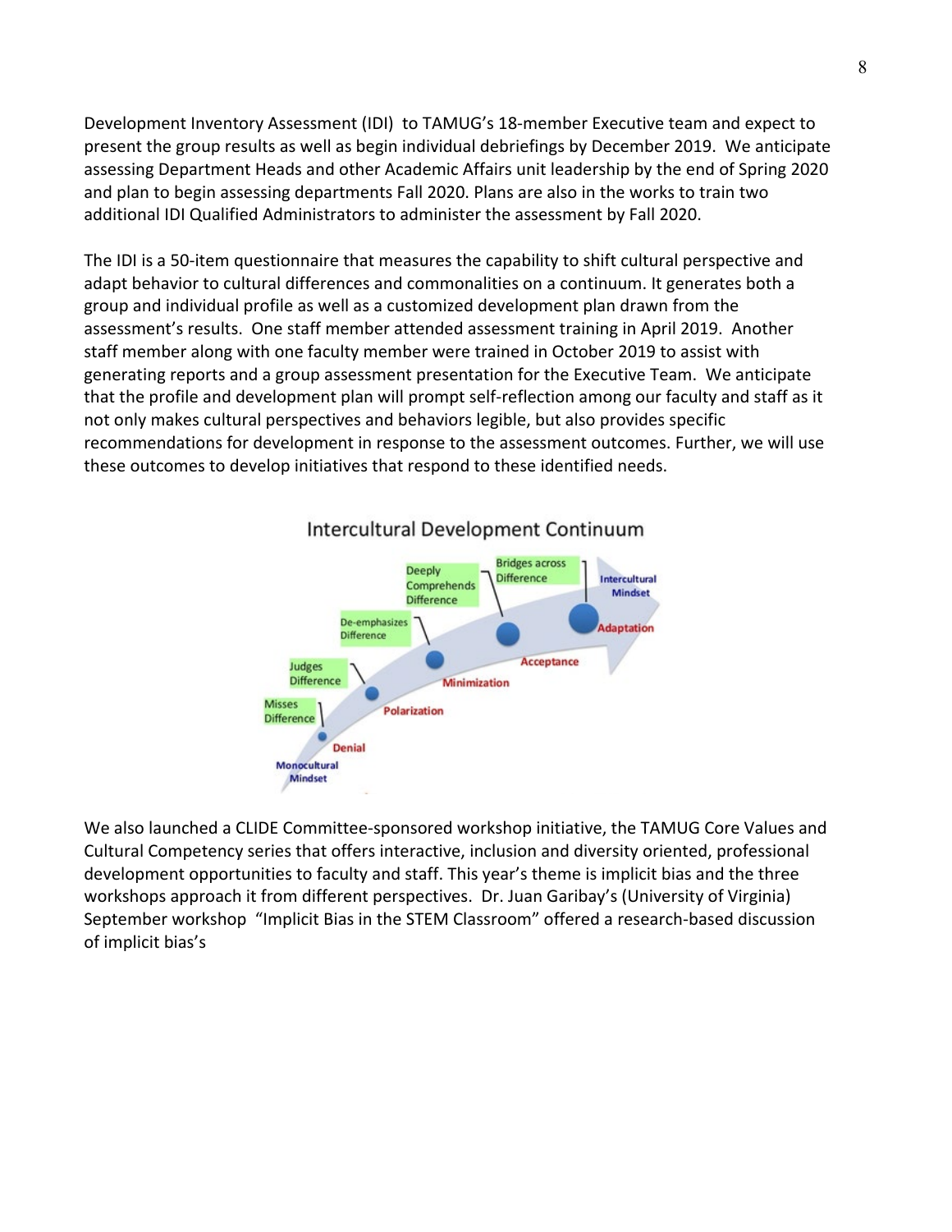Development Inventory Assessment (IDI) to TAMUG's 18-member Executive team and expect to present the group results as well as begin individual debriefings by December 2019. We anticipate assessing Department Heads and other Academic Affairs unit leadership by the end of Spring 2020 and plan to begin assessing departments Fall 2020. Plans are also in the works to train two additional IDI Qualified Administrators to administer the assessment by Fall 2020.

The IDI is a 50-item questionnaire that measures the capability to shift cultural perspective and adapt behavior to cultural differences and commonalities on a continuum. It generates both a group and individual profile as well as a customized development plan drawn from the assessment's results. One staff member attended assessment training in April 2019. Another staff member along with one faculty member were trained in October 2019 to assist with generating reports and a group assessment presentation for the Executive Team. We anticipate that the profile and development plan will prompt self-reflection among our faculty and staff as it not only makes cultural perspectives and behaviors legible, but also provides specific recommendations for development in response to the assessment outcomes. Further, we will use these outcomes to develop initiatives that respond to these identified needs.

Intercultural Development Continuum

Monocultural Mindset — Denial (Misses Difference) — Polarization (Judges Difference) — Minimization (De-emphasizes Difference) — Acceptance (Deeply Comprehends Difference) — Adaptation (Bridges across Difference) — Intercultural Mindset

We also launched a CLIDE Committee-sponsored workshop initiative, the TAMUG Core Values and Cultural Competency series that offers interactive, inclusion and diversity oriented, professional development opportunities to faculty and staff. This year's theme is implicit bias and the three workshops approach it from different perspectives. Dr. Juan Garibay's (University of Virginia) September workshop "Implicit Bias in the STEM Classroom" offered a research-based discussion of implicit bias's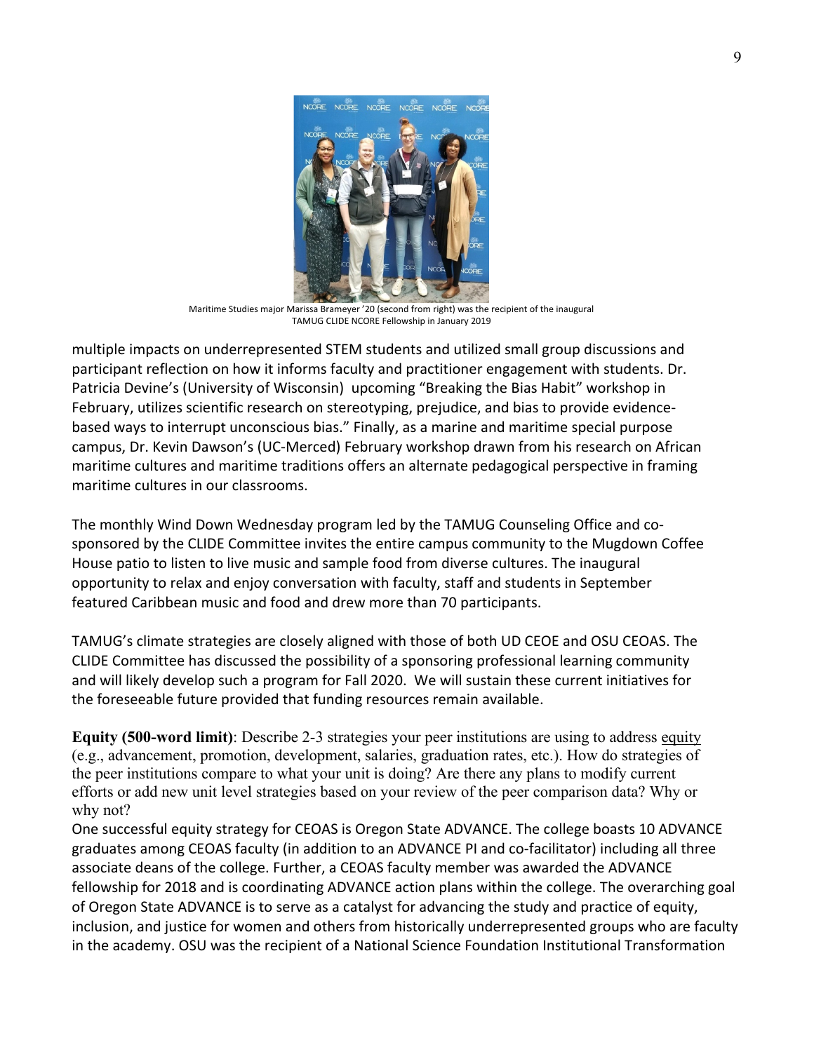Maritime Studies major Marissa Brameyer '20 (second from right) was the recipient of the inaugural TAMUG CLIDE NCORE Fellowship in January 2019

multiple impacts on underrepresented STEM students and utilized small group discussions and participant reflection on how it informs faculty and practitioner engagement with students. Dr. Patricia Devine's (University of Wisconsin) upcoming "Breaking the Bias Habit" workshop in February, utilizes scientific research on stereotyping, prejudice, and bias to provide evidence-based ways to interrupt unconscious bias." Finally, as a marine and maritime special purpose campus, Dr. Kevin Dawson's (UC-Merced) February workshop drawn from his research on African maritime cultures and maritime traditions offers an alternate pedagogical perspective in framing maritime cultures in our classrooms.

The monthly Wind Down Wednesday program led by the TAMUG Counseling Office and co-sponsored by the CLIDE Committee invites the entire campus community to the Mugdown Coffee House patio to listen to live music and sample food from diverse cultures. The inaugural opportunity to relax and enjoy conversation with faculty, staff and students in September featured Caribbean music and food and drew more than 70 participants.

TAMUG's climate strategies are closely aligned with those of both UD CEOE and OSU CEOAS. The CLIDE Committee has discussed the possibility of a sponsoring professional learning community and will likely develop such a program for Fall 2020. We will sustain these current initiatives for the foreseeable future provided that funding resources remain available.

**Equity (500-word limit)**: Describe 2-3 strategies your peer institutions are using to address equity (e.g., advancement, promotion, development, salaries, graduation rates, etc.). How do strategies of the peer institutions compare to what your unit is doing? Are there any plans to modify current efforts or add new unit level strategies based on your review of the peer comparison data? Why or why not?

One successful equity strategy for CEOAS is Oregon State ADVANCE. The college boasts 10 ADVANCE graduates among CEOAS faculty (in addition to an ADVANCE PI and co-facilitator) including all three associate deans of the college. Further, a CEOAS faculty member was awarded the ADVANCE fellowship for 2018 and is coordinating ADVANCE action plans within the college. The overarching goal of Oregon State ADVANCE is to serve as a catalyst for advancing the study and practice of equity, inclusion, and justice for women and others from historically underrepresented groups who are faculty in the academy. OSU was the recipient of a National Science Foundation Institutional Transformation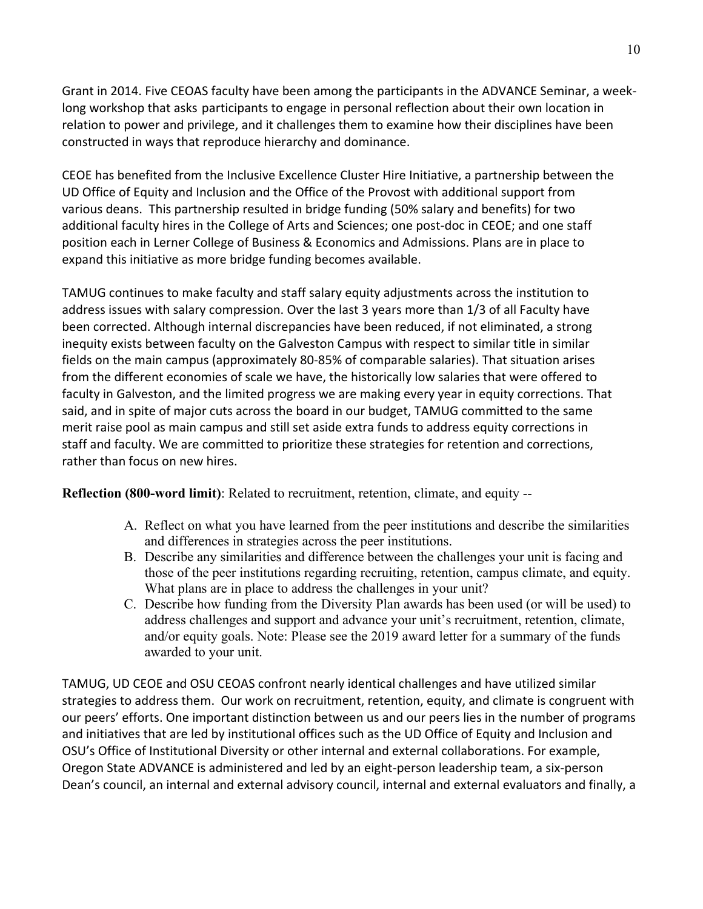Grant in 2014. Five CEOAS faculty have been among the participants in the ADVANCE Seminar, a week-long workshop that asks participants to engage in personal reflection about their own location in relation to power and privilege, and it challenges them to examine how their disciplines have been constructed in ways that reproduce hierarchy and dominance.

CEOE has benefited from the Inclusive Excellence Cluster Hire Initiative, a partnership between the UD Office of Equity and Inclusion and the Office of the Provost with additional support from various deans. This partnership resulted in bridge funding (50% salary and benefits) for two additional faculty hires in the College of Arts and Sciences; one post-doc in CEOE; and one staff position each in Lerner College of Business & Economics and Admissions. Plans are in place to expand this initiative as more bridge funding becomes available.

TAMUG continues to make faculty and staff salary equity adjustments across the institution to address issues with salary compression. Over the last 3 years more than 1/3 of all Faculty have been corrected. Although internal discrepancies have been reduced, if not eliminated, a strong inequity exists between faculty on the Galveston Campus with respect to similar title in similar fields on the main campus (approximately 80-85% of comparable salaries). That situation arises from the different economies of scale we have, the historically low salaries that were offered to faculty in Galveston, and the limited progress we are making every year in equity corrections. That said, and in spite of major cuts across the board in our budget, TAMUG committed to the same merit raise pool as main campus and still set aside extra funds to address equity corrections in staff and faculty. We are committed to prioritize these strategies for retention and corrections, rather than focus on new hires.

**Reflection (800-word limit)**: Related to recruitment, retention, climate, and equity --

A. Reflect on what you have learned from the peer institutions and describe the similarities and differences in strategies across the peer institutions.
B. Describe any similarities and difference between the challenges your unit is facing and those of the peer institutions regarding recruiting, retention, campus climate, and equity. What plans are in place to address the challenges in your unit?
C. Describe how funding from the Diversity Plan awards has been used (or will be used) to address challenges and support and advance your unit's recruitment, retention, climate, and/or equity goals. Note: Please see the 2019 award letter for a summary of the funds awarded to your unit.

TAMUG, UD CEOE and OSU CEOAS confront nearly identical challenges and have utilized similar strategies to address them. Our work on recruitment, retention, equity, and climate is congruent with our peers' efforts. One important distinction between us and our peers lies in the number of programs and initiatives that are led by institutional offices such as the UD Office of Equity and Inclusion and OSU's Office of Institutional Diversity or other internal and external collaborations. For example, Oregon State ADVANCE is administered and led by an eight-person leadership team, a six-person Dean's council, an internal and external advisory council, internal and external evaluators and finally, a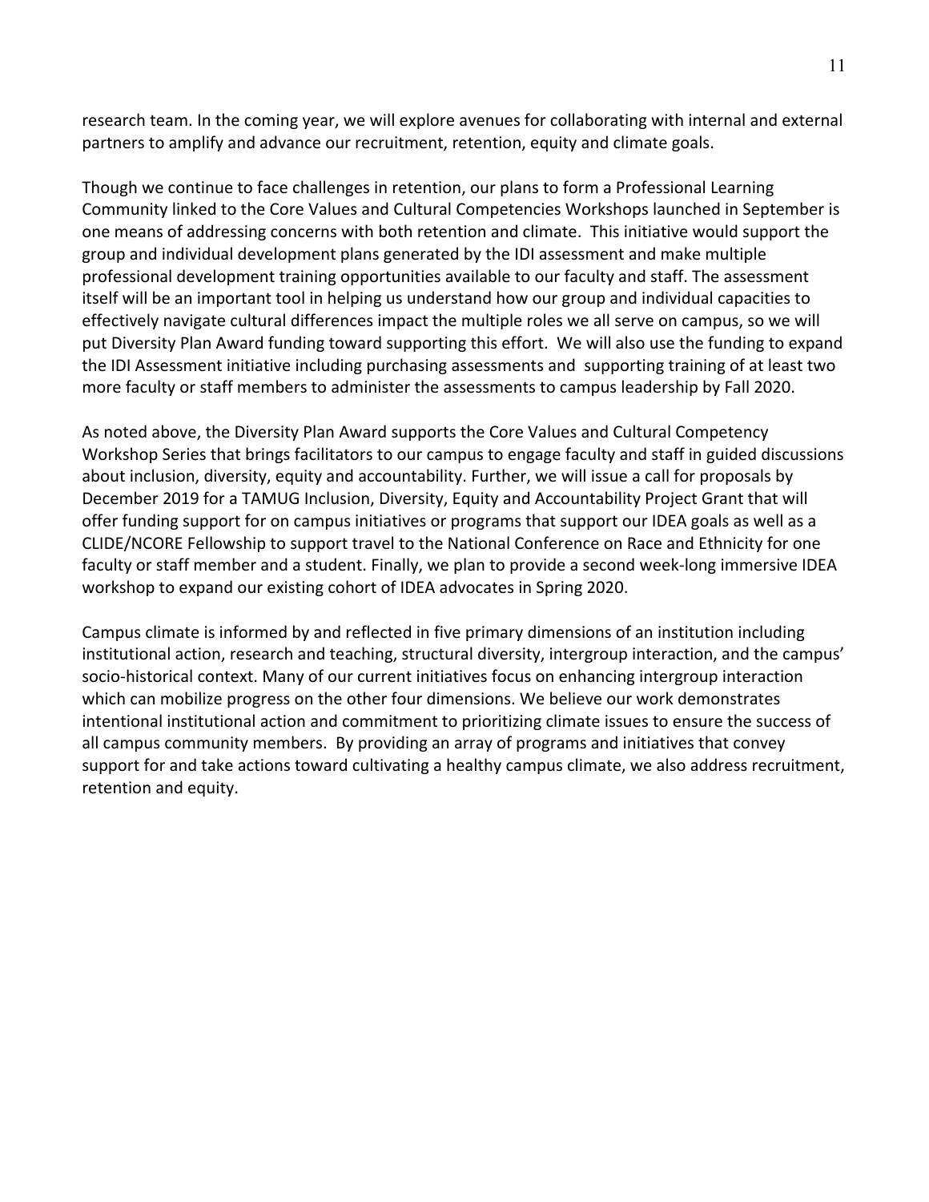research team. In the coming year, we will explore avenues for collaborating with internal and external partners to amplify and advance our recruitment, retention, equity and climate goals.

Though we continue to face challenges in retention, our plans to form a Professional Learning Community linked to the Core Values and Cultural Competencies Workshops launched in September is one means of addressing concerns with both retention and climate. This initiative would support the group and individual development plans generated by the IDI assessment and make multiple professional development training opportunities available to our faculty and staff. The assessment itself will be an important tool in helping us understand how our group and individual capacities to effectively navigate cultural differences impact the multiple roles we all serve on campus, so we will put Diversity Plan Award funding toward supporting this effort. We will also use the funding to expand the IDI Assessment initiative including purchasing assessments and supporting training of at least two more faculty or staff members to administer the assessments to campus leadership by Fall 2020.

As noted above, the Diversity Plan Award supports the Core Values and Cultural Competency Workshop Series that brings facilitators to our campus to engage faculty and staff in guided discussions about inclusion, diversity, equity and accountability. Further, we will issue a call for proposals by December 2019 for a TAMUG Inclusion, Diversity, Equity and Accountability Project Grant that will offer funding support for on campus initiatives or programs that support our IDEA goals as well as a CLIDE/NCORE Fellowship to support travel to the National Conference on Race and Ethnicity for one faculty or staff member and a student. Finally, we plan to provide a second week-long immersive IDEA workshop to expand our existing cohort of IDEA advocates in Spring 2020.

Campus climate is informed by and reflected in five primary dimensions of an institution including institutional action, research and teaching, structural diversity, intergroup interaction, and the campus' socio-historical context. Many of our current initiatives focus on enhancing intergroup interaction which can mobilize progress on the other four dimensions. We believe our work demonstrates intentional institutional action and commitment to prioritizing climate issues to ensure the success of all campus community members. By providing an array of programs and initiatives that convey support for and take actions toward cultivating a healthy campus climate, we also address recruitment, retention and equity.